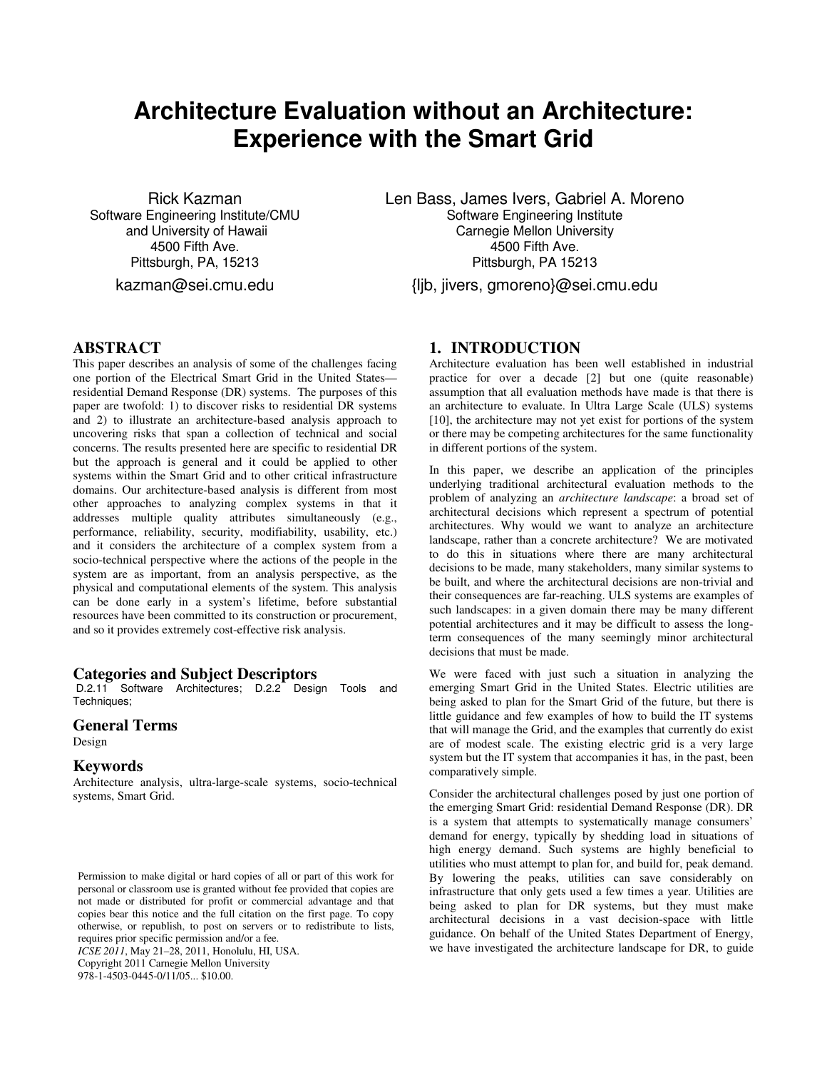# Architecture Evaluation without an Architecture: Experience with the Smart Grid

Rick Kazman
Software Engineering Institute/CMU
and University of Hawaii
4500 Fifth Ave.
Pittsburgh, PA, 15213
kazman@sei.cmu.edu

Len Bass, James Ivers, Gabriel A. Moreno
Software Engineering Institute
Carnegie Mellon University
4500 Fifth Ave.
Pittsburgh, PA 15213
{ljb, jivers, gmoreno}@sei.cmu.edu

## ABSTRACT

This paper describes an analysis of some of the challenges facing one portion of the Electrical Smart Grid in the United States—residential Demand Response (DR) systems. The purposes of this paper are twofold: 1) to discover risks to residential DR systems and 2) to illustrate an architecture-based analysis approach to uncovering risks that span a collection of technical and social concerns. The results presented here are specific to residential DR but the approach is general and it could be applied to other systems within the Smart Grid and to other critical infrastructure domains. Our architecture-based analysis is different from most other approaches to analyzing complex systems in that it addresses multiple quality attributes simultaneously (e.g., performance, reliability, security, modifiability, usability, etc.) and it considers the architecture of a complex system from a socio-technical perspective where the actions of the people in the system are as important, from an analysis perspective, as the physical and computational elements of the system. This analysis can be done early in a system's lifetime, before substantial resources have been committed to its construction or procurement, and so it provides extremely cost-effective risk analysis.

### Categories and Subject Descriptors

D.2.11 Software Architectures; D.2.2 Design Tools and Techniques;

### General Terms

Design

### Keywords

Architecture analysis, ultra-large-scale systems, socio-technical systems, Smart Grid.

Permission to make digital or hard copies of all or part of this work for personal or classroom use is granted without fee provided that copies are not made or distributed for profit or commercial advantage and that copies bear this notice and the full citation on the first page. To copy otherwise, or republish, to post on servers or to redistribute to lists, requires prior specific permission and/or a fee.
*ICSE 2011*, May 21–28, 2011, Honolulu, HI, USA.
Copyright 2011 Carnegie Mellon University
978-1-4503-0445-0/11/05... $10.00.

## 1. INTRODUCTION

Architecture evaluation has been well established in industrial practice for over a decade [2] but one (quite reasonable) assumption that all evaluation methods have made is that there is an architecture to evaluate. In Ultra Large Scale (ULS) systems [10], the architecture may not yet exist for portions of the system or there may be competing architectures for the same functionality in different portions of the system.

In this paper, we describe an application of the principles underlying traditional architectural evaluation methods to the problem of analyzing an *architecture landscape*: a broad set of architectural decisions which represent a spectrum of potential architectures. Why would we want to analyze an architecture landscape, rather than a concrete architecture? We are motivated to do this in situations where there are many architectural decisions to be made, many stakeholders, many similar systems to be built, and where the architectural decisions are non-trivial and their consequences are far-reaching. ULS systems are examples of such landscapes: in a given domain there may be many different potential architectures and it may be difficult to assess the long-term consequences of the many seemingly minor architectural decisions that must be made.

We were faced with just such a situation in analyzing the emerging Smart Grid in the United States. Electric utilities are being asked to plan for the Smart Grid of the future, but there is little guidance and few examples of how to build the IT systems that will manage the Grid, and the examples that currently do exist are of modest scale. The existing electric grid is a very large system but the IT system that accompanies it has, in the past, been comparatively simple.

Consider the architectural challenges posed by just one portion of the emerging Smart Grid: residential Demand Response (DR). DR is a system that attempts to systematically manage consumers' demand for energy, typically by shedding load in situations of high energy demand. Such systems are highly beneficial to utilities who must attempt to plan for, and build for, peak demand. By lowering the peaks, utilities can save considerably on infrastructure that only gets used a few times a year. Utilities are being asked to plan for DR systems, but they must make architectural decisions in a vast decision-space with little guidance. On behalf of the United States Department of Energy, we have investigated the architecture landscape for DR, to guide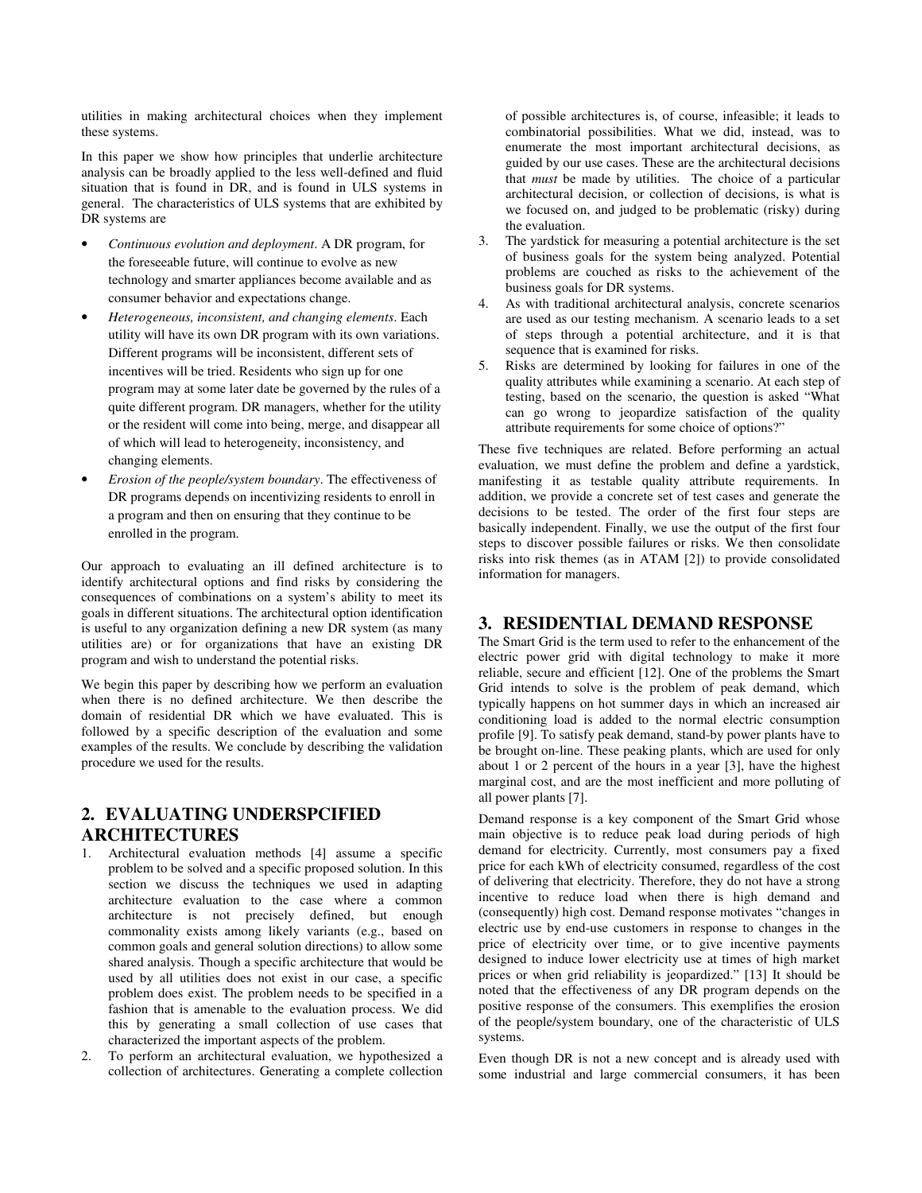utilities in making architectural choices when they implement these systems.

In this paper we show how principles that underlie architecture analysis can be broadly applied to the less well-defined and fluid situation that is found in DR, and is found in ULS systems in general. The characteristics of ULS systems that are exhibited by DR systems are

- *Continuous evolution and deployment*. A DR program, for the foreseeable future, will continue to evolve as new technology and smarter appliances become available and as consumer behavior and expectations change.
- *Heterogeneous, inconsistent, and changing elements*. Each utility will have its own DR program with its own variations. Different programs will be inconsistent, different sets of incentives will be tried. Residents who sign up for one program may at some later date be governed by the rules of a quite different program. DR managers, whether for the utility or the resident will come into being, merge, and disappear all of which will lead to heterogeneity, inconsistency, and changing elements.
- *Erosion of the people/system boundary*. The effectiveness of DR programs depends on incentivizing residents to enroll in a program and then on ensuring that they continue to be enrolled in the program.

Our approach to evaluating an ill defined architecture is to identify architectural options and find risks by considering the consequences of combinations on a system's ability to meet its goals in different situations. The architectural option identification is useful to any organization defining a new DR system (as many utilities are) or for organizations that have an existing DR program and wish to understand the potential risks.

We begin this paper by describing how we perform an evaluation when there is no defined architecture. We then describe the domain of residential DR which we have evaluated. This is followed by a specific description of the evaluation and some examples of the results. We conclude by describing the validation procedure we used for the results.

## 2. EVALUATING UNDERSPCIFIED ARCHITECTURES

1. Architectural evaluation methods [4] assume a specific problem to be solved and a specific proposed solution. In this section we discuss the techniques we used in adapting architecture evaluation to the case where a common architecture is not precisely defined, but enough commonality exists among likely variants (e.g., based on common goals and general solution directions) to allow some shared analysis. Though a specific architecture that would be used by all utilities does not exist in our case, a specific problem does exist. The problem needs to be specified in a fashion that is amenable to the evaluation process. We did this by generating a small collection of use cases that characterized the important aspects of the problem.
2. To perform an architectural evaluation, we hypothesized a collection of architectures. Generating a complete collection of possible architectures is, of course, infeasible; it leads to combinatorial possibilities. What we did, instead, was to enumerate the most important architectural decisions, as guided by our use cases. These are the architectural decisions that *must* be made by utilities. The choice of a particular architectural decision, or collection of decisions, is what is we focused on, and judged to be problematic (risky) during the evaluation.
3. The yardstick for measuring a potential architecture is the set of business goals for the system being analyzed. Potential problems are couched as risks to the achievement of the business goals for DR systems.
4. As with traditional architectural analysis, concrete scenarios are used as our testing mechanism. A scenario leads to a set of steps through a potential architecture, and it is that sequence that is examined for risks.
5. Risks are determined by looking for failures in one of the quality attributes while examining a scenario. At each step of testing, based on the scenario, the question is asked "What can go wrong to jeopardize satisfaction of the quality attribute requirements for some choice of options?"

These five techniques are related. Before performing an actual evaluation, we must define the problem and define a yardstick, manifesting it as testable quality attribute requirements. In addition, we provide a concrete set of test cases and generate the decisions to be tested. The order of the first four steps are basically independent. Finally, we use the output of the first four steps to discover possible failures or risks. We then consolidate risks into risk themes (as in ATAM [2]) to provide consolidated information for managers.

## 3. RESIDENTIAL DEMAND RESPONSE

The Smart Grid is the term used to refer to the enhancement of the electric power grid with digital technology to make it more reliable, secure and efficient [12]. One of the problems the Smart Grid intends to solve is the problem of peak demand, which typically happens on hot summer days in which an increased air conditioning load is added to the normal electric consumption profile [9]. To satisfy peak demand, stand-by power plants have to be brought on-line. These peaking plants, which are used for only about 1 or 2 percent of the hours in a year [3], have the highest marginal cost, and are the most inefficient and more polluting of all power plants [7].

Demand response is a key component of the Smart Grid whose main objective is to reduce peak load during periods of high demand for electricity. Currently, most consumers pay a fixed price for each kWh of electricity consumed, regardless of the cost of delivering that electricity. Therefore, they do not have a strong incentive to reduce load when there is high demand and (consequently) high cost. Demand response motivates "changes in electric use by end-use customers in response to changes in the price of electricity over time, or to give incentive payments designed to induce lower electricity use at times of high market prices or when grid reliability is jeopardized." [13] It should be noted that the effectiveness of any DR program depends on the positive response of the consumers. This exemplifies the erosion of the people/system boundary, one of the characteristic of ULS systems.

Even though DR is not a new concept and is already used with some industrial and large commercial consumers, it has been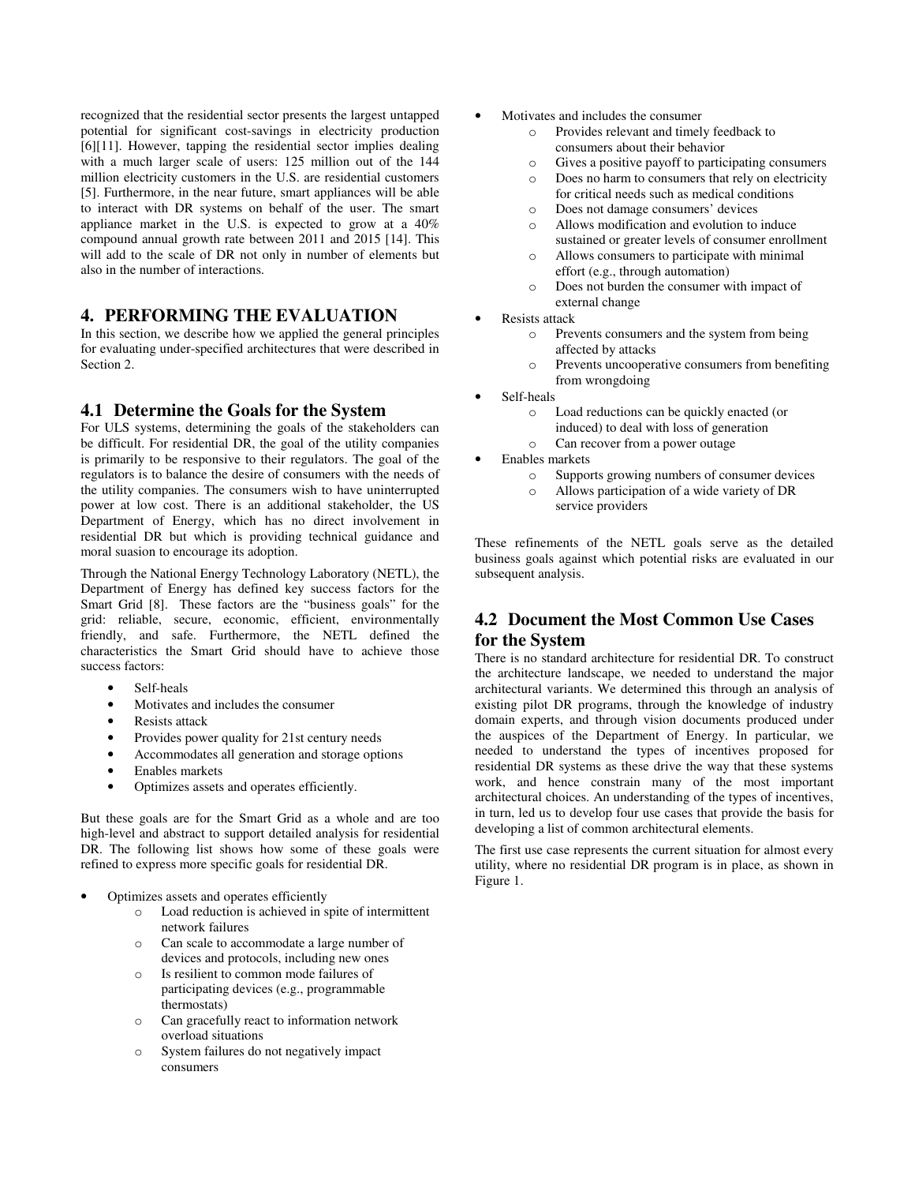recognized that the residential sector presents the largest untapped potential for significant cost-savings in electricity production [6][11]. However, tapping the residential sector implies dealing with a much larger scale of users: 125 million out of the 144 million electricity customers in the U.S. are residential customers [5]. Furthermore, in the near future, smart appliances will be able to interact with DR systems on behalf of the user. The smart appliance market in the U.S. is expected to grow at a 40% compound annual growth rate between 2011 and 2015 [14]. This will add to the scale of DR not only in number of elements but also in the number of interactions.

## 4. PERFORMING THE EVALUATION

In this section, we describe how we applied the general principles for evaluating under-specified architectures that were described in Section 2.

### 4.1 Determine the Goals for the System

For ULS systems, determining the goals of the stakeholders can be difficult. For residential DR, the goal of the utility companies is primarily to be responsive to their regulators. The goal of the regulators is to balance the desire of consumers with the needs of the utility companies. The consumers wish to have uninterrupted power at low cost. There is an additional stakeholder, the US Department of Energy, which has no direct involvement in residential DR but which is providing technical guidance and moral suasion to encourage its adoption.

Through the National Energy Technology Laboratory (NETL), the Department of Energy has defined key success factors for the Smart Grid [8]. These factors are the "business goals" for the grid: reliable, secure, economic, efficient, environmentally friendly, and safe. Furthermore, the NETL defined the characteristics the Smart Grid should have to achieve those success factors:

- Self-heals
- Motivates and includes the consumer
- Resists attack
- Provides power quality for 21st century needs
- Accommodates all generation and storage options
- Enables markets
- Optimizes assets and operates efficiently.

But these goals are for the Smart Grid as a whole and are too high-level and abstract to support detailed analysis for residential DR. The following list shows how some of these goals were refined to express more specific goals for residential DR.

- Optimizes assets and operates efficiently
  - Load reduction is achieved in spite of intermittent network failures
  - Can scale to accommodate a large number of devices and protocols, including new ones
  - Is resilient to common mode failures of participating devices (e.g., programmable thermostats)
  - Can gracefully react to information network overload situations
  - System failures do not negatively impact consumers
- Motivates and includes the consumer
  - Provides relevant and timely feedback to consumers about their behavior
  - Gives a positive payoff to participating consumers
  - Does no harm to consumers that rely on electricity for critical needs such as medical conditions
  - Does not damage consumers' devices
  - Allows modification and evolution to induce sustained or greater levels of consumer enrollment
  - Allows consumers to participate with minimal effort (e.g., through automation)
  - Does not burden the consumer with impact of external change
- Resists attack
  - Prevents consumers and the system from being affected by attacks
  - Prevents uncooperative consumers from benefiting from wrongdoing
- Self-heals
  - Load reductions can be quickly enacted (or induced) to deal with loss of generation
  - Can recover from a power outage
- Enables markets
  - Supports growing numbers of consumer devices
  - Allows participation of a wide variety of DR service providers

These refinements of the NETL goals serve as the detailed business goals against which potential risks are evaluated in our subsequent analysis.

### 4.2 Document the Most Common Use Cases for the System

There is no standard architecture for residential DR. To construct the architecture landscape, we needed to understand the major architectural variants. We determined this through an analysis of existing pilot DR programs, through the knowledge of industry domain experts, and through vision documents produced under the auspices of the Department of Energy. In particular, we needed to understand the types of incentives proposed for residential DR systems as these drive the way that these systems work, and hence constrain many of the most important architectural choices. An understanding of the types of incentives, in turn, led us to develop four use cases that provide the basis for developing a list of common architectural elements.

The first use case represents the current situation for almost every utility, where no residential DR program is in place, as shown in Figure 1.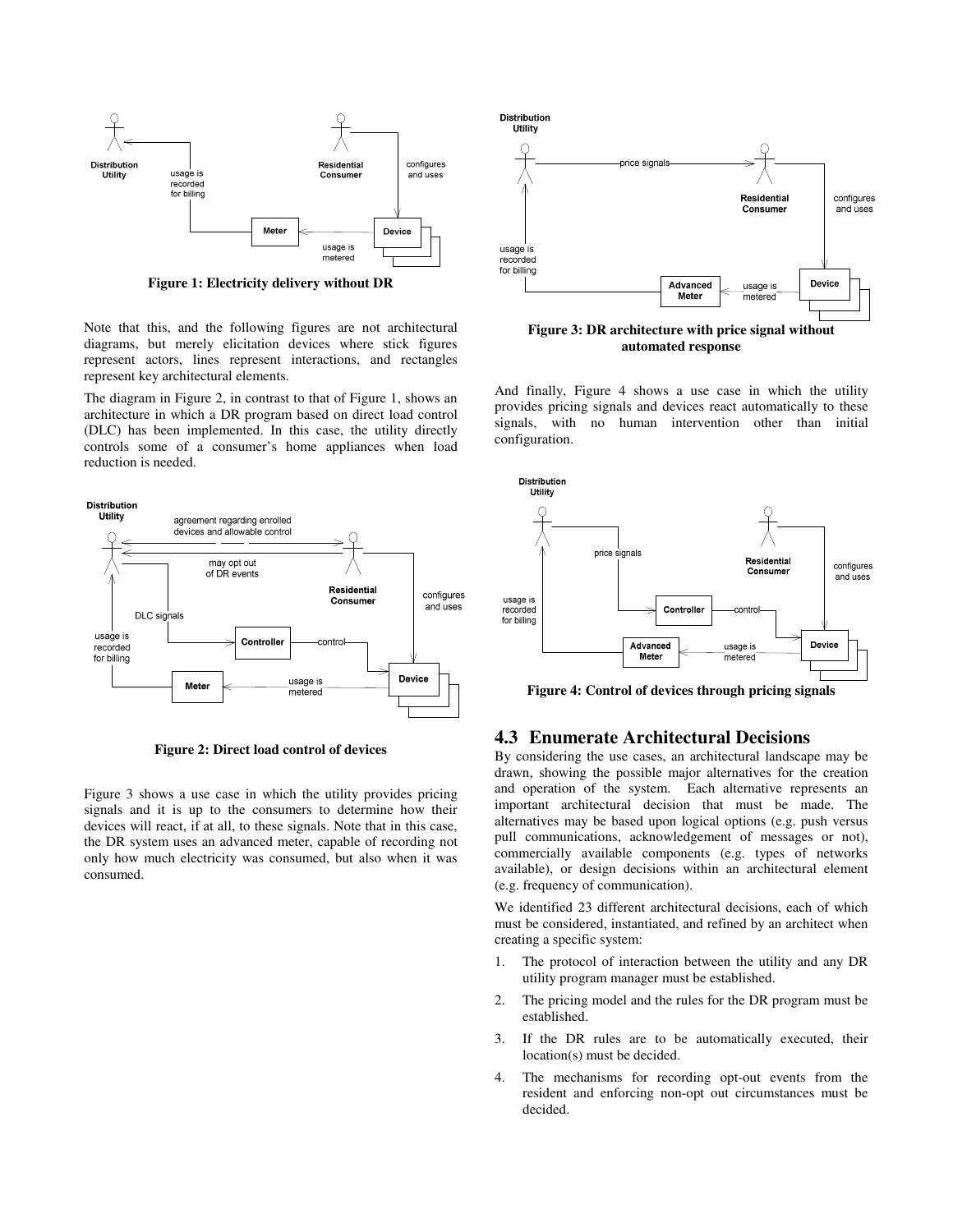Distribution Utility

usage is recorded for billing

Residential Consumer

configures and uses

Meter

Device

usage is metered

**Figure 1: Electricity delivery without DR**

Note that this, and the following figures are not architectural diagrams, but merely elicitation devices where stick figures represent actors, lines represent interactions, and rectangles represent key architectural elements.

The diagram in Figure 2, in contrast to that of Figure 1, shows an architecture in which a DR program based on direct load control (DLC) has been implemented. In this case, the utility directly controls some of a consumer's home appliances when load reduction is needed.

Distribution Utility

agreement regarding enrolled devices and allowable control

may opt out of DR events

Residential Consumer

configures and uses

DLC signals

usage is recorded for billing

Controller

control

Meter

usage is metered

Device

**Figure 2: Direct load control of devices**

Figure 3 shows a use case in which the utility provides pricing signals and it is up to the consumers to determine how their devices will react, if at all, to these signals. Note that in this case, the DR system uses an advanced meter, capable of recording not only how much electricity was consumed, but also when it was consumed.

Distribution Utility

price signals

Residential Consumer

configures and uses

usage is recorded for billing

Advanced Meter

usage is metered

Device

**Figure 3: DR architecture with price signal without automated response**

And finally, Figure 4 shows a use case in which the utility provides pricing signals and devices react automatically to these signals, with no human intervention other than initial configuration.

Distribution Utility

price signals

Residential Consumer

configures and uses

usage is recorded for billing

Controller

control

Advanced Meter

usage is metered

Device

**Figure 4: Control of devices through pricing signals**

## 4.3 Enumerate Architectural Decisions

By considering the use cases, an architectural landscape may be drawn, showing the possible major alternatives for the creation and operation of the system. Each alternative represents an important architectural decision that must be made. The alternatives may be based upon logical options (e.g. push versus pull communications, acknowledgement of messages or not), commercially available components (e.g. types of networks available), or design decisions within an architectural element (e.g. frequency of communication).

We identified 23 different architectural decisions, each of which must be considered, instantiated, and refined by an architect when creating a specific system:

1. The protocol of interaction between the utility and any DR utility program manager must be established.
2. The pricing model and the rules for the DR program must be established.
3. If the DR rules are to be automatically executed, their location(s) must be decided.
4. The mechanisms for recording opt-out events from the resident and enforcing non-opt out circumstances must be decided.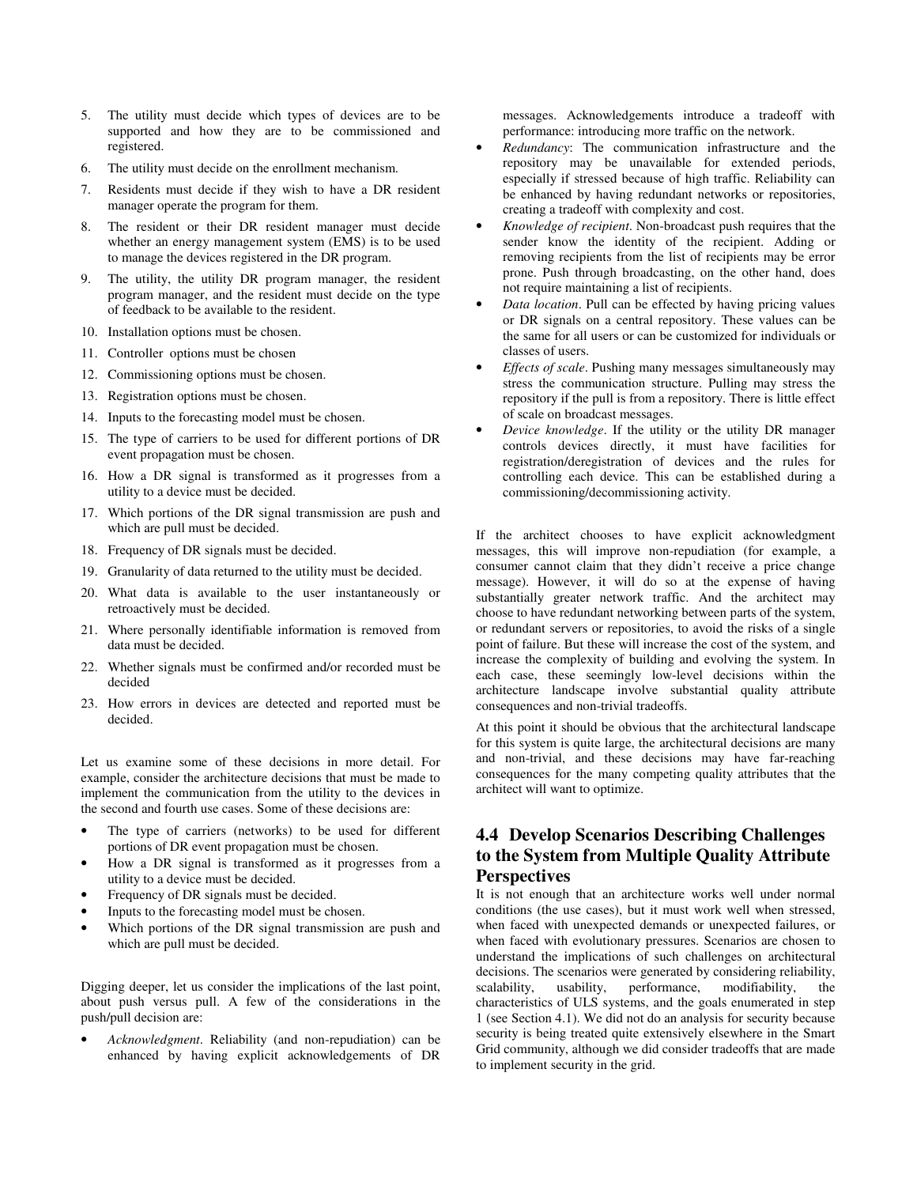5. The utility must decide which types of devices are to be supported and how they are to be commissioned and registered.
6. The utility must decide on the enrollment mechanism.
7. Residents must decide if they wish to have a DR resident manager operate the program for them.
8. The resident or their DR resident manager must decide whether an energy management system (EMS) is to be used to manage the devices registered in the DR program.
9. The utility, the utility DR program manager, the resident program manager, and the resident must decide on the type of feedback to be available to the resident.
10. Installation options must be chosen.
11. Controller options must be chosen
12. Commissioning options must be chosen.
13. Registration options must be chosen.
14. Inputs to the forecasting model must be chosen.
15. The type of carriers to be used for different portions of DR event propagation must be chosen.
16. How a DR signal is transformed as it progresses from a utility to a device must be decided.
17. Which portions of the DR signal transmission are push and which are pull must be decided.
18. Frequency of DR signals must be decided.
19. Granularity of data returned to the utility must be decided.
20. What data is available to the user instantaneously or retroactively must be decided.
21. Where personally identifiable information is removed from data must be decided.
22. Whether signals must be confirmed and/or recorded must be decided
23. How errors in devices are detected and reported must be decided.

Let us examine some of these decisions in more detail. For example, consider the architecture decisions that must be made to implement the communication from the utility to the devices in the second and fourth use cases. Some of these decisions are:

- The type of carriers (networks) to be used for different portions of DR event propagation must be chosen.
- How a DR signal is transformed as it progresses from a utility to a device must be decided.
- Frequency of DR signals must be decided.
- Inputs to the forecasting model must be chosen.
- Which portions of the DR signal transmission are push and which are pull must be decided.

Digging deeper, let us consider the implications of the last point, about push versus pull. A few of the considerations in the push/pull decision are:

- *Acknowledgment*. Reliability (and non-repudiation) can be enhanced by having explicit acknowledgements of DR messages. Acknowledgements introduce a tradeoff with performance: introducing more traffic on the network.
- *Redundancy*: The communication infrastructure and the repository may be unavailable for extended periods, especially if stressed because of high traffic. Reliability can be enhanced by having redundant networks or repositories, creating a tradeoff with complexity and cost.
- *Knowledge of recipient*. Non-broadcast push requires that the sender know the identity of the recipient. Adding or removing recipients from the list of recipients may be error prone. Push through broadcasting, on the other hand, does not require maintaining a list of recipients.
- *Data location*. Pull can be effected by having pricing values or DR signals on a central repository. These values can be the same for all users or can be customized for individuals or classes of users.
- *Effects of scale*. Pushing many messages simultaneously may stress the communication structure. Pulling may stress the repository if the pull is from a repository. There is little effect of scale on broadcast messages.
- *Device knowledge*. If the utility or the utility DR manager controls devices directly, it must have facilities for registration/deregistration of devices and the rules for controlling each device. This can be established during a commissioning/decommissioning activity.

If the architect chooses to have explicit acknowledgment messages, this will improve non-repudiation (for example, a consumer cannot claim that they didn't receive a price change message). However, it will do so at the expense of having substantially greater network traffic. And the architect may choose to have redundant networking between parts of the system, or redundant servers or repositories, to avoid the risks of a single point of failure. But these will increase the cost of the system, and increase the complexity of building and evolving the system. In each case, these seemingly low-level decisions within the architecture landscape involve substantial quality attribute consequences and non-trivial tradeoffs.

At this point it should be obvious that the architectural landscape for this system is quite large, the architectural decisions are many and non-trivial, and these decisions may have far-reaching consequences for the many competing quality attributes that the architect will want to optimize.

## 4.4 Develop Scenarios Describing Challenges to the System from Multiple Quality Attribute Perspectives

It is not enough that an architecture works well under normal conditions (the use cases), but it must work well when stressed, when faced with unexpected demands or unexpected failures, or when faced with evolutionary pressures. Scenarios are chosen to understand the implications of such challenges on architectural decisions. The scenarios were generated by considering reliability, scalability, usability, performance, modifiability, the characteristics of ULS systems, and the goals enumerated in step 1 (see Section 4.1). We did not do an analysis for security because security is being treated quite extensively elsewhere in the Smart Grid community, although we did consider tradeoffs that are made to implement security in the grid.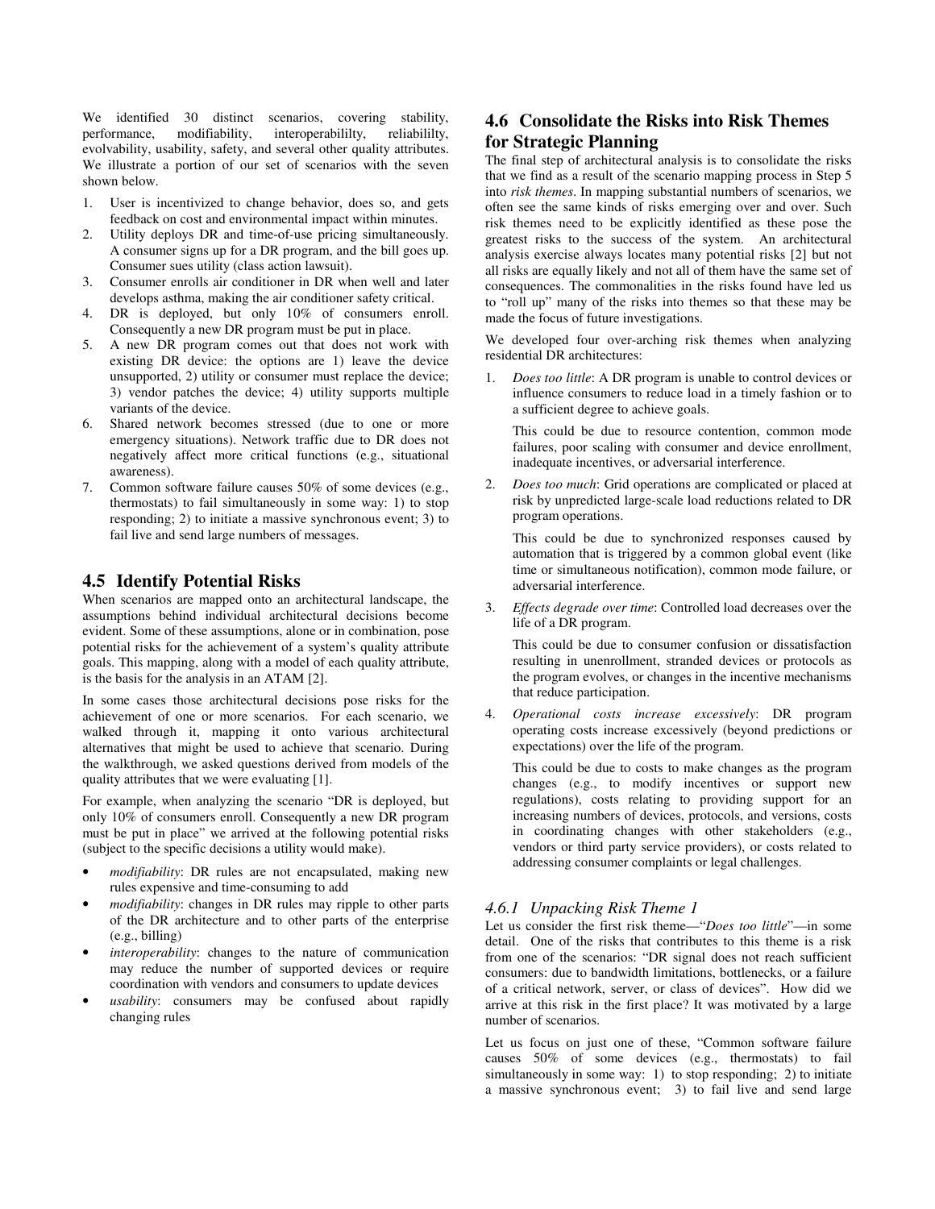We identified 30 distinct scenarios, covering stability, performance, modifiability, interoperabililty, reliabililty, evolvability, usability, safety, and several other quality attributes. We illustrate a portion of our set of scenarios with the seven shown below.

1. User is incentivized to change behavior, does so, and gets feedback on cost and environmental impact within minutes.
2. Utility deploys DR and time-of-use pricing simultaneously. A consumer signs up for a DR program, and the bill goes up. Consumer sues utility (class action lawsuit).
3. Consumer enrolls air conditioner in DR when well and later develops asthma, making the air conditioner safety critical.
4. DR is deployed, but only 10% of consumers enroll. Consequently a new DR program must be put in place.
5. A new DR program comes out that does not work with existing DR device: the options are 1) leave the device unsupported, 2) utility or consumer must replace the device; 3) vendor patches the device; 4) utility supports multiple variants of the device.
6. Shared network becomes stressed (due to one or more emergency situations). Network traffic due to DR does not negatively affect more critical functions (e.g., situational awareness).
7. Common software failure causes 50% of some devices (e.g., thermostats) to fail simultaneously in some way: 1) to stop responding; 2) to initiate a massive synchronous event; 3) to fail live and send large numbers of messages.

## 4.5 Identify Potential Risks

When scenarios are mapped onto an architectural landscape, the assumptions behind individual architectural decisions become evident. Some of these assumptions, alone or in combination, pose potential risks for the achievement of a system's quality attribute goals. This mapping, along with a model of each quality attribute, is the basis for the analysis in an ATAM [2].

In some cases those architectural decisions pose risks for the achievement of one or more scenarios. For each scenario, we walked through it, mapping it onto various architectural alternatives that might be used to achieve that scenario. During the walkthrough, we asked questions derived from models of the quality attributes that we were evaluating [1].

For example, when analyzing the scenario "DR is deployed, but only 10% of consumers enroll. Consequently a new DR program must be put in place" we arrived at the following potential risks (subject to the specific decisions a utility would make).

- *modifiability*: DR rules are not encapsulated, making new rules expensive and time-consuming to add
- *modifiability*: changes in DR rules may ripple to other parts of the DR architecture and to other parts of the enterprise (e.g., billing)
- *interoperability*: changes to the nature of communication may reduce the number of supported devices or require coordination with vendors and consumers to update devices
- *usability*: consumers may be confused about rapidly changing rules

## 4.6 Consolidate the Risks into Risk Themes for Strategic Planning

The final step of architectural analysis is to consolidate the risks that we find as a result of the scenario mapping process in Step 5 into *risk themes*. In mapping substantial numbers of scenarios, we often see the same kinds of risks emerging over and over. Such risk themes need to be explicitly identified as these pose the greatest risks to the success of the system. An architectural analysis exercise always locates many potential risks [2] but not all risks are equally likely and not all of them have the same set of consequences. The commonalities in the risks found have led us to "roll up" many of the risks into themes so that these may be made the focus of future investigations.

We developed four over-arching risk themes when analyzing residential DR architectures:

1. *Does too little*: A DR program is unable to control devices or influence consumers to reduce load in a timely fashion or to a sufficient degree to achieve goals.

   This could be due to resource contention, common mode failures, poor scaling with consumer and device enrollment, inadequate incentives, or adversarial interference.

2. *Does too much*: Grid operations are complicated or placed at risk by unpredicted large-scale load reductions related to DR program operations.

   This could be due to synchronized responses caused by automation that is triggered by a common global event (like time or simultaneous notification), common mode failure, or adversarial interference.

3. *Effects degrade over time*: Controlled load decreases over the life of a DR program.

   This could be due to consumer confusion or dissatisfaction resulting in unenrollment, stranded devices or protocols as the program evolves, or changes in the incentive mechanisms that reduce participation.

4. *Operational costs increase excessively*: DR program operating costs increase excessively (beyond predictions or expectations) over the life of the program.

   This could be due to costs to make changes as the program changes (e.g., to modify incentives or support new regulations), costs relating to providing support for an increasing numbers of devices, protocols, and versions, costs in coordinating changes with other stakeholders (e.g., vendors or third party service providers), or costs related to addressing consumer complaints or legal challenges.

### 4.6.1 Unpacking Risk Theme 1

Let us consider the first risk theme—"*Does too little*"—in some detail. One of the risks that contributes to this theme is a risk from one of the scenarios: "DR signal does not reach sufficient consumers: due to bandwidth limitations, bottlenecks, or a failure of a critical network, server, or class of devices". How did we arrive at this risk in the first place? It was motivated by a large number of scenarios.

Let us focus on just one of these, "Common software failure causes 50% of some devices (e.g., thermostats) to fail simultaneously in some way: 1) to stop responding; 2) to initiate a massive synchronous event; 3) to fail live and send large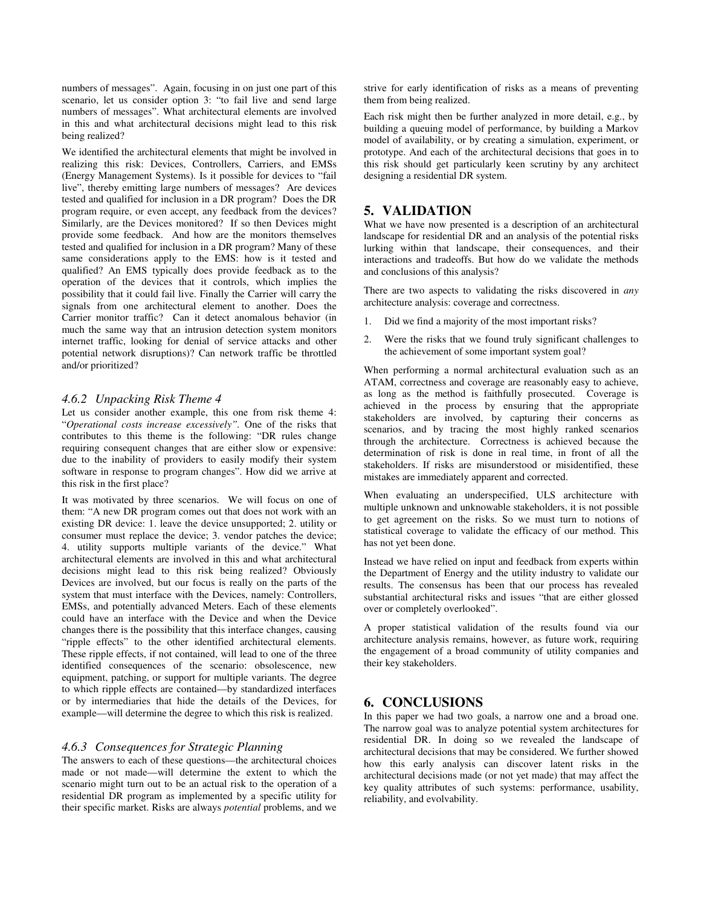numbers of messages". Again, focusing in on just one part of this scenario, let us consider option 3: "to fail live and send large numbers of messages". What architectural elements are involved in this and what architectural decisions might lead to this risk being realized?

We identified the architectural elements that might be involved in realizing this risk: Devices, Controllers, Carriers, and EMSs (Energy Management Systems). Is it possible for devices to "fail live", thereby emitting large numbers of messages? Are devices tested and qualified for inclusion in a DR program? Does the DR program require, or even accept, any feedback from the devices? Similarly, are the Devices monitored? If so then Devices might provide some feedback. And how are the monitors themselves tested and qualified for inclusion in a DR program? Many of these same considerations apply to the EMS: how is it tested and qualified? An EMS typically does provide feedback as to the operation of the devices that it controls, which implies the possibility that it could fail live. Finally the Carrier will carry the signals from one architectural element to another. Does the Carrier monitor traffic? Can it detect anomalous behavior (in much the same way that an intrusion detection system monitors internet traffic, looking for denial of service attacks and other potential network disruptions)? Can network traffic be throttled and/or prioritized?

### *4.6.2 Unpacking Risk Theme 4*

Let us consider another example, this one from risk theme 4: "*Operational costs increase excessively"*. One of the risks that contributes to this theme is the following: "DR rules change requiring consequent changes that are either slow or expensive: due to the inability of providers to easily modify their system software in response to program changes". How did we arrive at this risk in the first place?

It was motivated by three scenarios. We will focus on one of them: "A new DR program comes out that does not work with an existing DR device: 1. leave the device unsupported; 2. utility or consumer must replace the device; 3. vendor patches the device; 4. utility supports multiple variants of the device." What architectural elements are involved in this and what architectural decisions might lead to this risk being realized? Obviously Devices are involved, but our focus is really on the parts of the system that must interface with the Devices, namely: Controllers, EMSs, and potentially advanced Meters. Each of these elements could have an interface with the Device and when the Device changes there is the possibility that this interface changes, causing "ripple effects" to the other identified architectural elements. These ripple effects, if not contained, will lead to one of the three identified consequences of the scenario: obsolescence, new equipment, patching, or support for multiple variants. The degree to which ripple effects are contained—by standardized interfaces or by intermediaries that hide the details of the Devices, for example—will determine the degree to which this risk is realized.

### *4.6.3 Consequences for Strategic Planning*

The answers to each of these questions—the architectural choices made or not made—will determine the extent to which the scenario might turn out to be an actual risk to the operation of a residential DR program as implemented by a specific utility for their specific market. Risks are always *potential* problems, and we strive for early identification of risks as a means of preventing them from being realized.

Each risk might then be further analyzed in more detail, e.g., by building a queuing model of performance, by building a Markov model of availability, or by creating a simulation, experiment, or prototype. And each of the architectural decisions that goes in to this risk should get particularly keen scrutiny by any architect designing a residential DR system.

## 5. VALIDATION

What we have now presented is a description of an architectural landscape for residential DR and an analysis of the potential risks lurking within that landscape, their consequences, and their interactions and tradeoffs. But how do we validate the methods and conclusions of this analysis?

There are two aspects to validating the risks discovered in *any* architecture analysis: coverage and correctness.

1. Did we find a majority of the most important risks?
2. Were the risks that we found truly significant challenges to the achievement of some important system goal?

When performing a normal architectural evaluation such as an ATAM, correctness and coverage are reasonably easy to achieve, as long as the method is faithfully prosecuted. Coverage is achieved in the process by ensuring that the appropriate stakeholders are involved, by capturing their concerns as scenarios, and by tracing the most highly ranked scenarios through the architecture. Correctness is achieved because the determination of risk is done in real time, in front of all the stakeholders. If risks are misunderstood or misidentified, these mistakes are immediately apparent and corrected.

When evaluating an underspecified, ULS architecture with multiple unknown and unknowable stakeholders, it is not possible to get agreement on the risks. So we must turn to notions of statistical coverage to validate the efficacy of our method. This has not yet been done.

Instead we have relied on input and feedback from experts within the Department of Energy and the utility industry to validate our results. The consensus has been that our process has revealed substantial architectural risks and issues "that are either glossed over or completely overlooked".

A proper statistical validation of the results found via our architecture analysis remains, however, as future work, requiring the engagement of a broad community of utility companies and their key stakeholders.

## 6. CONCLUSIONS

In this paper we had two goals, a narrow one and a broad one. The narrow goal was to analyze potential system architectures for residential DR. In doing so we revealed the landscape of architectural decisions that may be considered. We further showed how this early analysis can discover latent risks in the architectural decisions made (or not yet made) that may affect the key quality attributes of such systems: performance, usability, reliability, and evolvability.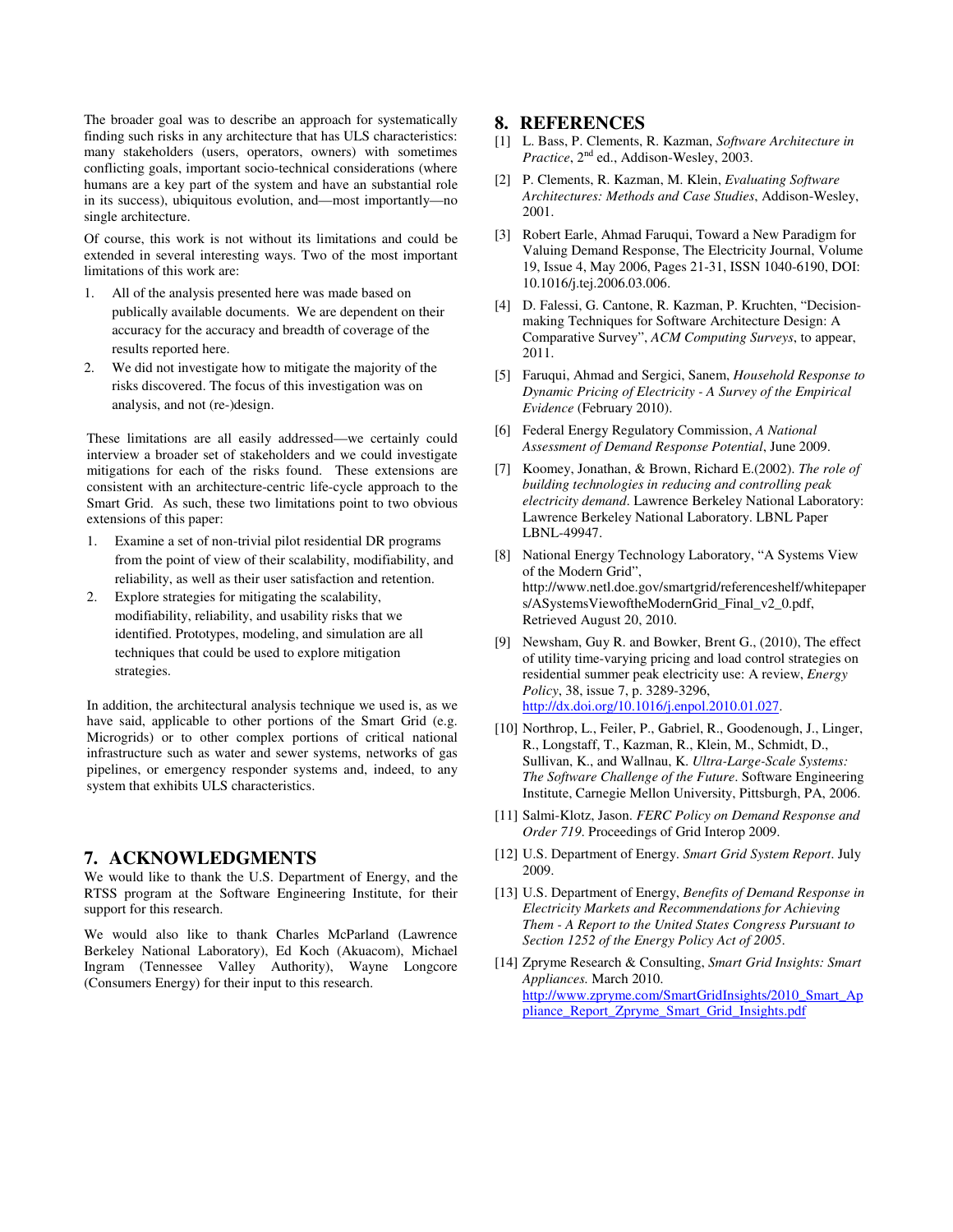The broader goal was to describe an approach for systematically finding such risks in any architecture that has ULS characteristics: many stakeholders (users, operators, owners) with sometimes conflicting goals, important socio-technical considerations (where humans are a key part of the system and have an substantial role in its success), ubiquitous evolution, and—most importantly—no single architecture.

Of course, this work is not without its limitations and could be extended in several interesting ways. Two of the most important limitations of this work are:

1. All of the analysis presented here was made based on publically available documents. We are dependent on their accuracy for the accuracy and breadth of coverage of the results reported here.
2. We did not investigate how to mitigate the majority of the risks discovered. The focus of this investigation was on analysis, and not (re-)design.

These limitations are all easily addressed—we certainly could interview a broader set of stakeholders and we could investigate mitigations for each of the risks found. These extensions are consistent with an architecture-centric life-cycle approach to the Smart Grid. As such, these two limitations point to two obvious extensions of this paper:

1. Examine a set of non-trivial pilot residential DR programs from the point of view of their scalability, modifiability, and reliability, as well as their user satisfaction and retention.
2. Explore strategies for mitigating the scalability, modifiability, reliability, and usability risks that we identified. Prototypes, modeling, and simulation are all techniques that could be used to explore mitigation strategies.

In addition, the architectural analysis technique we used is, as we have said, applicable to other portions of the Smart Grid (e.g. Microgrids) or to other complex portions of critical national infrastructure such as water and sewer systems, networks of gas pipelines, or emergency responder systems and, indeed, to any system that exhibits ULS characteristics.

## 7. ACKNOWLEDGMENTS

We would like to thank the U.S. Department of Energy, and the RTSS program at the Software Engineering Institute, for their support for this research.

We would also like to thank Charles McParland (Lawrence Berkeley National Laboratory), Ed Koch (Akuacom), Michael Ingram (Tennessee Valley Authority), Wayne Longcore (Consumers Energy) for their input to this research.

## 8. REFERENCES

[1] L. Bass, P. Clements, R. Kazman, *Software Architecture in Practice*, 2nd ed., Addison-Wesley, 2003.

[2] P. Clements, R. Kazman, M. Klein, *Evaluating Software Architectures: Methods and Case Studies*, Addison-Wesley, 2001.

[3] Robert Earle, Ahmad Faruqui, Toward a New Paradigm for Valuing Demand Response, The Electricity Journal, Volume 19, Issue 4, May 2006, Pages 21-31, ISSN 1040-6190, DOI: 10.1016/j.tej.2006.03.006.

[4] D. Falessi, G. Cantone, R. Kazman, P. Kruchten, "Decision-making Techniques for Software Architecture Design: A Comparative Survey", *ACM Computing Surveys*, to appear, 2011.

[5] Faruqui, Ahmad and Sergici, Sanem, *Household Response to Dynamic Pricing of Electricity - A Survey of the Empirical Evidence* (February 2010).

[6] Federal Energy Regulatory Commission, *A National Assessment of Demand Response Potential*, June 2009.

[7] Koomey, Jonathan, & Brown, Richard E.(2002). *The role of building technologies in reducing and controlling peak electricity demand*. Lawrence Berkeley National Laboratory: Lawrence Berkeley National Laboratory. LBNL Paper LBNL-49947.

[8] National Energy Technology Laboratory, "A Systems View of the Modern Grid", http://www.netl.doe.gov/smartgrid/referenceshelf/whitepapers/ASystemsViewoftheModernGrid_Final_v2_0.pdf, Retrieved August 20, 2010.

[9] Newsham, Guy R. and Bowker, Brent G., (2010), The effect of utility time-varying pricing and load control strategies on residential summer peak electricity use: A review, *Energy Policy*, 38, issue 7, p. 3289-3296, http://dx.doi.org/10.1016/j.enpol.2010.01.027.

[10] Northrop, L., Feiler, P., Gabriel, R., Goodenough, J., Linger, R., Longstaff, T., Kazman, R., Klein, M., Schmidt, D., Sullivan, K., and Wallnau, K. *Ultra-Large-Scale Systems: The Software Challenge of the Future*. Software Engineering Institute, Carnegie Mellon University, Pittsburgh, PA, 2006.

[11] Salmi-Klotz, Jason. *FERC Policy on Demand Response and Order 719*. Proceedings of Grid Interop 2009.

[12] U.S. Department of Energy. *Smart Grid System Report*. July 2009.

[13] U.S. Department of Energy, *Benefits of Demand Response in Electricity Markets and Recommendations for Achieving Them - A Report to the United States Congress Pursuant to Section 1252 of the Energy Policy Act of 2005*.

[14] Zpryme Research & Consulting, *Smart Grid Insights: Smart Appliances.* March 2010. http://www.zpryme.com/SmartGridInsights/2010_Smart_Appliance_Report_Zpryme_Smart_Grid_Insights.pdf